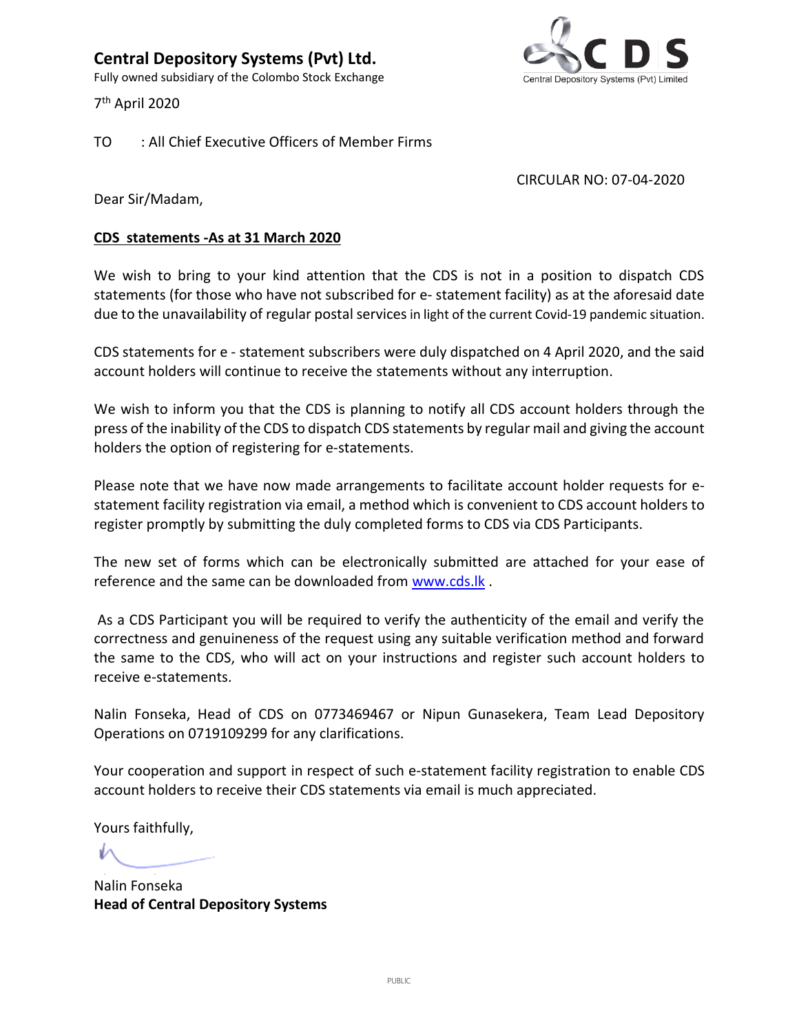**Central Depository Systems (Pvt) Ltd.**

Fully owned subsidiary of the Colombo Stock Exchange

CDS
Central Depository Systems (Pvt) Limited

7th April 2020

TO : All Chief Executive Officers of Member Firms

CIRCULAR NO: 07-04-2020

Dear Sir/Madam,

**CDS statements -As at 31 March 2020**

We wish to bring to your kind attention that the CDS is not in a position to dispatch CDS statements (for those who have not subscribed for e- statement facility) as at the aforesaid date due to the unavailability of regular postal services in light of the current Covid-19 pandemic situation.

CDS statements for e - statement subscribers were duly dispatched on 4 April 2020, and the said account holders will continue to receive the statements without any interruption.

We wish to inform you that the CDS is planning to notify all CDS account holders through the press of the inability of the CDS to dispatch CDS statements by regular mail and giving the account holders the option of registering for e-statements.

Please note that we have now made arrangements to facilitate account holder requests for e-statement facility registration via email, a method which is convenient to CDS account holders to register promptly by submitting the duly completed forms to CDS via CDS Participants.

The new set of forms which can be electronically submitted are attached for your ease of reference and the same can be downloaded from www.cds.lk .

As a CDS Participant you will be required to verify the authenticity of the email and verify the correctness and genuineness of the request using any suitable verification method and forward the same to the CDS, who will act on your instructions and register such account holders to receive e-statements.

Nalin Fonseka, Head of CDS on 0773469467 or Nipun Gunasekera, Team Lead Depository Operations on 0719109299 for any clarifications.

Your cooperation and support in respect of such e-statement facility registration to enable CDS account holders to receive their CDS statements via email is much appreciated.

Yours faithfully,

Nalin Fonseka
**Head of Central Depository Systems**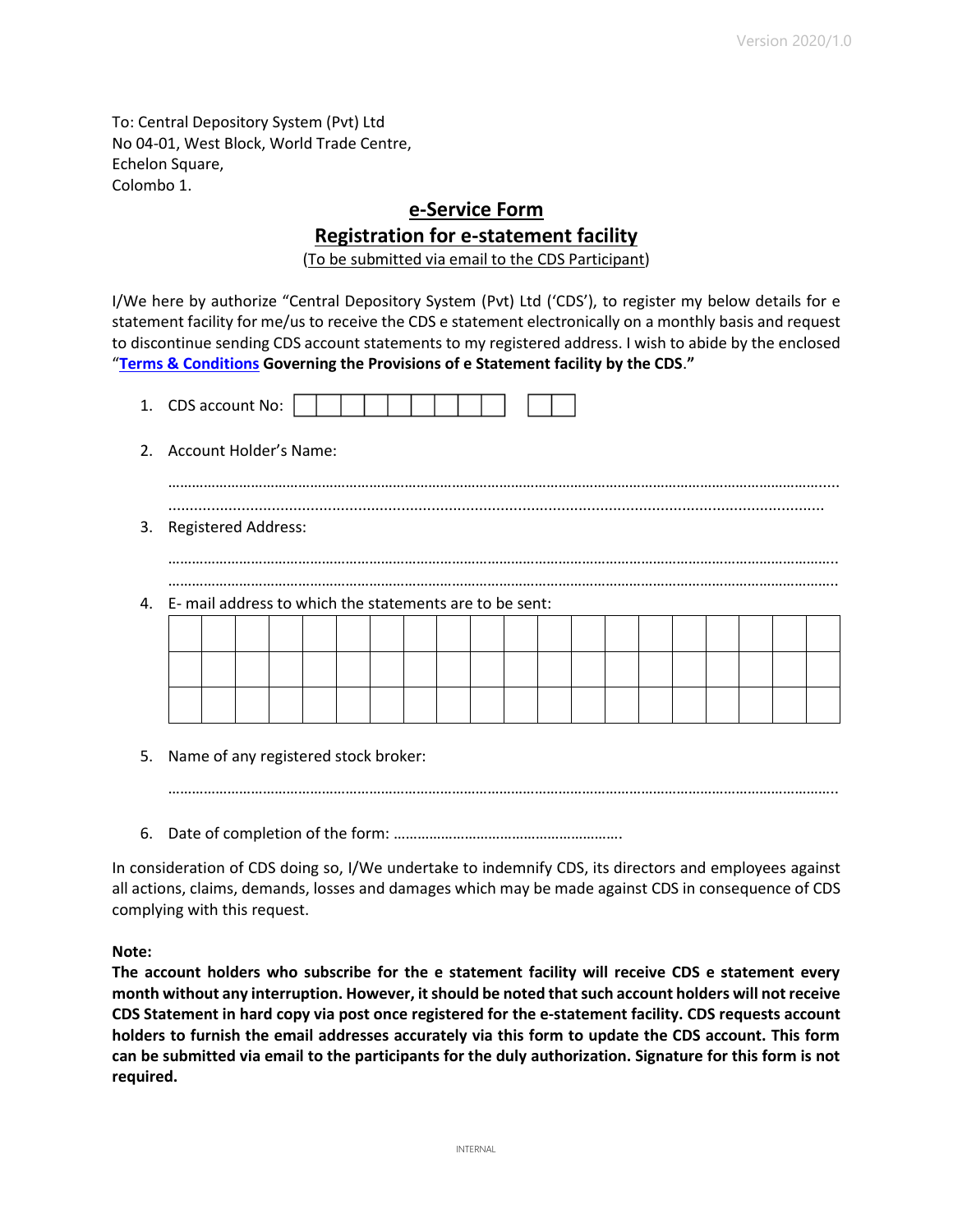To: Central Depository System (Pvt) Ltd
No 04-01, West Block, World Trade Centre,
Echelon Square,
Colombo 1.

## e-Service Form

## Registration for e-statement facility

(To be submitted via email to the CDS Participant)

I/We here by authorize "Central Depository System (Pvt) Ltd ('CDS'), to register my below details for e statement facility for me/us to receive the CDS e statement electronically on a monthly basis and request to discontinue sending CDS account statements to my registered address. I wish to abide by the enclosed "Terms & Conditions **Governing the Provisions of e Statement facility by the CDS**."

1. CDS account No: | | | | | | | | | | | | |

2. Account Holder's Name:

   ……………………………………………………………………………………………………………………………………………..

   ……………………………………………………………………………………………………………………………………………..

3. Registered Address:

   ……………………………………………………………………………………………………………………………………………..

   ……………………………………………………………………………………………………………………………………………..

4. E- mail address to which the statements are to be sent:

| | | | | | | | | | | | | | | | | | | | |
|---|---|---|---|---|---|---|---|---|---|---|---|---|---|---|---|---|---|---|---|
| | | | | | | | | | | | | | | | | | | | |
| | | | | | | | | | | | | | | | | | | | |
| | | | | | | | | | | | | | | | | | | | |

5. Name of any registered stock broker:

   ……………………………………………………………………………………………………………………………………………..

6. Date of completion of the form: ……………………………………………….

In consideration of CDS doing so, I/We undertake to indemnify CDS, its directors and employees against all actions, claims, demands, losses and damages which may be made against CDS in consequence of CDS complying with this request.

**Note:**

**The account holders who subscribe for the e statement facility will receive CDS e statement every month without any interruption. However, it should be noted that such account holders will not receive CDS Statement in hard copy via post once registered for the e-statement facility. CDS requests account holders to furnish the email addresses accurately via this form to update the CDS account. This form can be submitted via email to the participants for the duly authorization. Signature for this form is not required.**